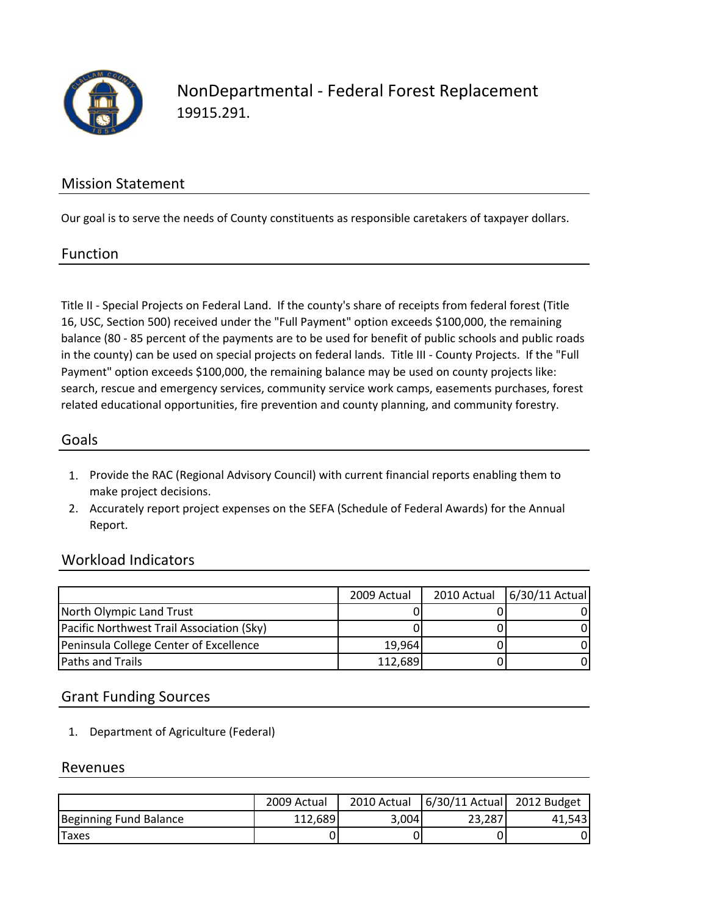# NonDepartmental - Federal Forest Replacement

19915.291.

## Mission Statement

Our goal is to serve the needs of County constituents as responsible caretakers of taxpayer dollars.

## Function

Title II - Special Projects on Federal Land. If the county's share of receipts from federal forest (Title 16, USC, Section 500) received under the "Full Payment" option exceeds $100,000, the remaining balance (80 - 85 percent of the payments are to be used for benefit of public schools and public roads in the county) can be used on special projects on federal lands. Title III - County Projects. If the "Full Payment" option exceeds $100,000, the remaining balance may be used on county projects like: search, rescue and emergency services, community service work camps, easements purchases, forest related educational opportunities, fire prevention and county planning, and community forestry.

## Goals

1. Provide the RAC (Regional Advisory Council) with current financial reports enabling them to make project decisions.
2. Accurately report project expenses on the SEFA (Schedule of Federal Awards) for the Annual Report.

## Workload Indicators

| | 2009 Actual | 2010 Actual | 6/30/11 Actual |
|---|---|---|---|
| North Olympic Land Trust | 0 | 0 | 0 |
| Pacific Northwest Trail Association (Sky) | 0 | 0 | 0 |
| Peninsula College Center of Excellence | 19,964 | 0 | 0 |
| Paths and Trails | 112,689 | 0 | 0 |

## Grant Funding Sources

1. Department of Agriculture (Federal)

## Revenues

| | 2009 Actual | 2010 Actual | 6/30/11 Actual | 2012 Budget |
|---|---|---|---|---|
| Beginning Fund Balance | 112,689 | 3,004 | 23,287 | 41,543 |
| Taxes | 0 | 0 | 0 | 0 |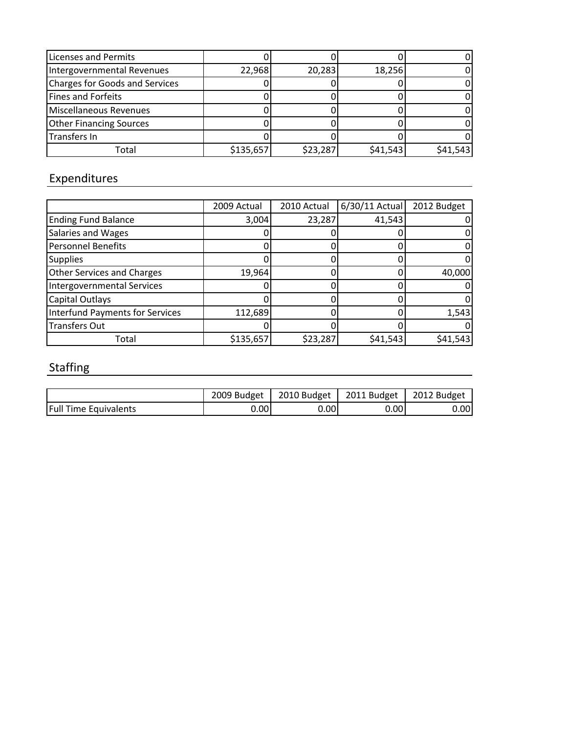| | | | | |
|---|---|---|---|---|
| Licenses and Permits | 0 | 0 | 0 | 0 |
| Intergovernmental Revenues | 22,968 | 20,283 | 18,256 | 0 |
| Charges for Goods and Services | 0 | 0 | 0 | 0 |
| Fines and Forfeits | 0 | 0 | 0 | 0 |
| Miscellaneous Revenues | 0 | 0 | 0 | 0 |
| Other Financing Sources | 0 | 0 | 0 | 0 |
| Transfers In | 0 | 0 | 0 | 0 |
| Total | $135,657 | $23,287 | $41,543 | $41,543 |

## Expenditures

| | 2009 Actual | 2010 Actual | 6/30/11 Actual | 2012 Budget |
|---|---|---|---|---|
| Ending Fund Balance | 3,004 | 23,287 | 41,543 | 0 |
| Salaries and Wages | 0 | 0 | 0 | 0 |
| Personnel Benefits | 0 | 0 | 0 | 0 |
| Supplies | 0 | 0 | 0 | 0 |
| Other Services and Charges | 19,964 | 0 | 0 | 40,000 |
| Intergovernmental Services | 0 | 0 | 0 | 0 |
| Capital Outlays | 0 | 0 | 0 | 0 |
| Interfund Payments for Services | 112,689 | 0 | 0 | 1,543 |
| Transfers Out | 0 | 0 | 0 | 0 |
| Total | $135,657 | $23,287 | $41,543 | $41,543 |

## Staffing

| | 2009 Budget | 2010 Budget | 2011 Budget | 2012 Budget |
|---|---|---|---|---|
| Full Time Equivalents | 0.00 | 0.00 | 0.00 | 0.00 |